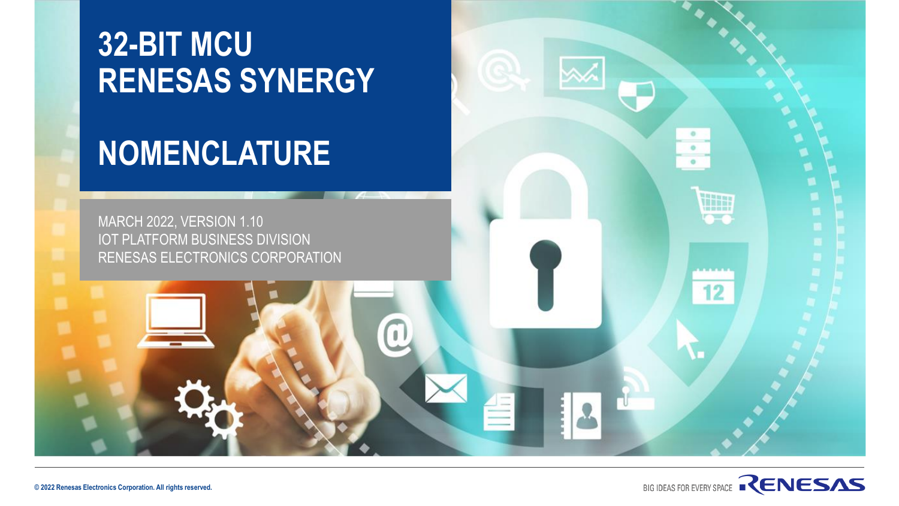# 32-BIT MCU RENESAS SYNERGY

# NOMENCLATURE

MARCH 2022, VERSION 1.10
IOT PLATFORM BUSINESS DIVISION
RENESAS ELECTRONICS CORPORATION

© 2022 Renesas Electronics Corporation. All rights reserved.

BIG IDEAS FOR EVERY SPACE RENESAS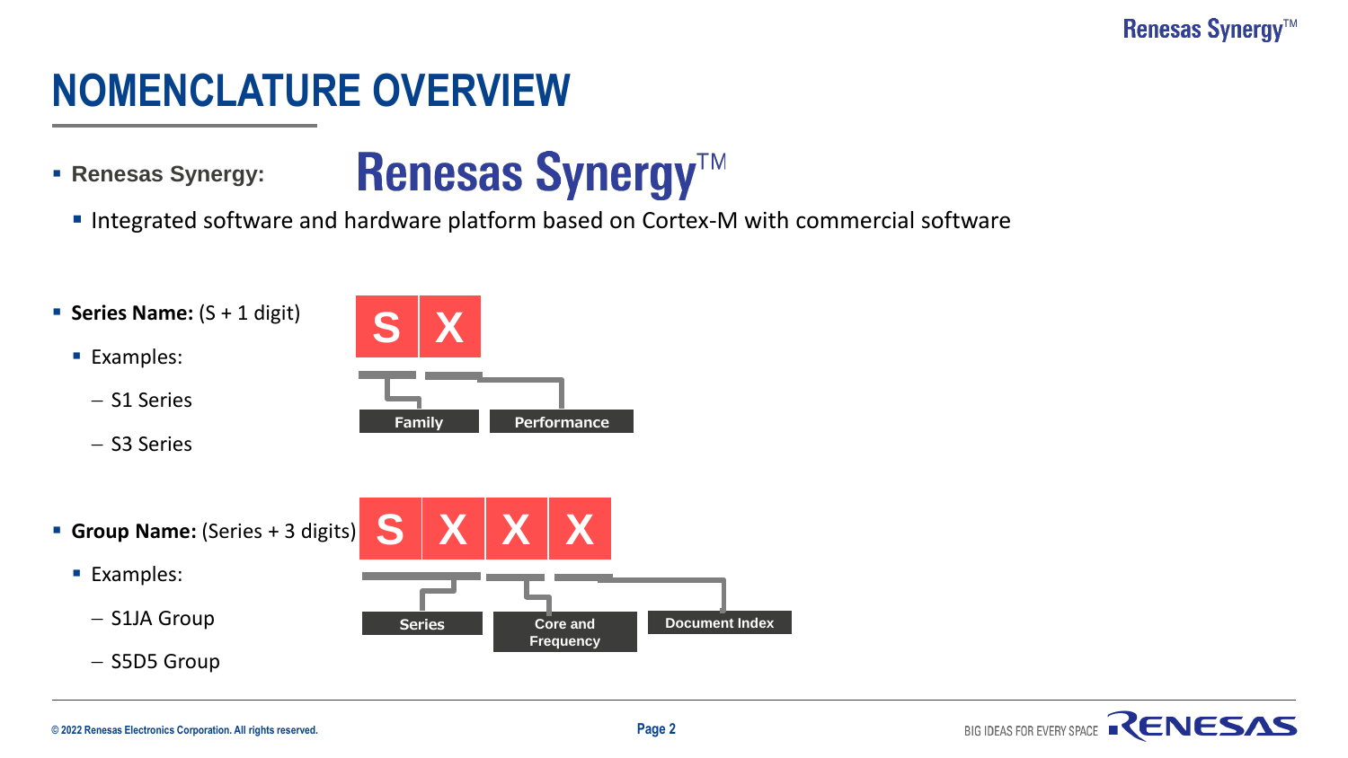# NOMENCLATURE OVERVIEW

- **Renesas Synergy:** Renesas Synergy™
  - Integrated software and hardware platform based on Cortex-M with commercial software

- **Series Name:** (S + 1 digit)
  - Examples:
    - S1 Series
    - S3 Series

| S | X |
| --- | --- |
| Family | Performance |

- **Group Name:** (Series + 3 digits)
  - Examples:
    - S1JA Group
    - S5D5 Group

| S X | X | X |
| --- | --- | --- |
| Series | Core and Frequency | Document Index |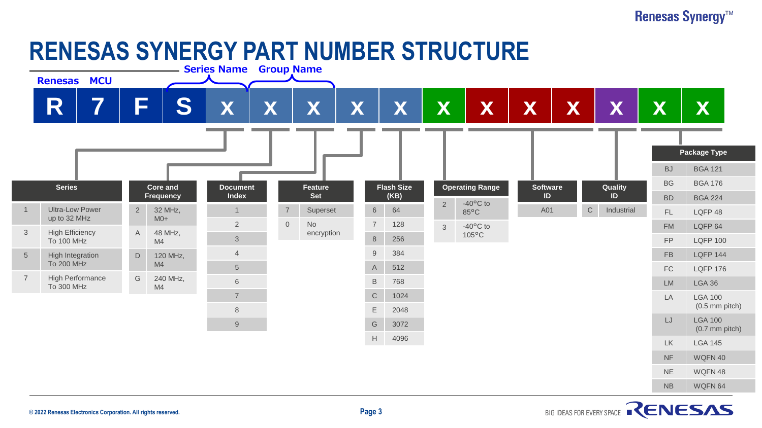# RENESAS SYNERGY PART NUMBER STRUCTURE

**Renesas** **MCU** — **Series Name** — **Group Name**

| R | 7 | F | S | x | x | x | x | x | x | x | x | x | x | x | x |
|---|---|---|---|---|---|---|---|---|---|---|---|---|---|---|---|

**Series**

| | |
|---|---|
| 1 | Ultra-Low Power up to 32 MHz |
| 3 | High Efficiency To 100 MHz |
| 5 | High Integration To 200 MHz |
| 7 | High Performance To 300 MHz |

**Core and Frequency**

| | |
|---|---|
| 2 | 32 MHz, M0+ |
| A | 48 MHz, M4 |
| D | 120 MHz, M4 |
| G | 240 MHz, M4 |

**Document Index**

| |
|---|
| 1 |
| 2 |
| 3 |
| 4 |
| 5 |
| 6 |
| 7 |
| 8 |
| 9 |

**Feature Set**

| | |
|---|---|
| 7 | Superset |
| 0 | No encryption |

**Flash Size (KB)**

| | |
|---|---|
| 6 | 64 |
| 7 | 128 |
| 8 | 256 |
| 9 | 384 |
| A | 512 |
| B | 768 |
| C | 1024 |
| E | 2048 |
| G | 3072 |
| H | 4096 |

**Operating Range**

| | |
|---|---|
| 2 | -40°C to 85°C |
| 3 | -40°C to 105°C |

**Software ID**

| |
|---|
| A01 |

**Quality ID**

| | |
|---|---|
| C | Industrial |

**Package Type**

| | |
|---|---|
| BJ | BGA 121 |
| BG | BGA 176 |
| BD | BGA 224 |
| FL | LQFP 48 |
| FM | LQFP 64 |
| FP | LQFP 100 |
| FB | LQFP 144 |
| FC | LQFP 176 |
| LM | LGA 36 |
| LA | LGA 100 (0.5 mm pitch) |
| LJ | LGA 100 (0.7 mm pitch) |
| LK | LGA 145 |
| NF | WQFN 40 |
| NE | WQFN 48 |
| NB | WQFN 64 |

© 2022 Renesas Electronics Corporation. All rights reserved.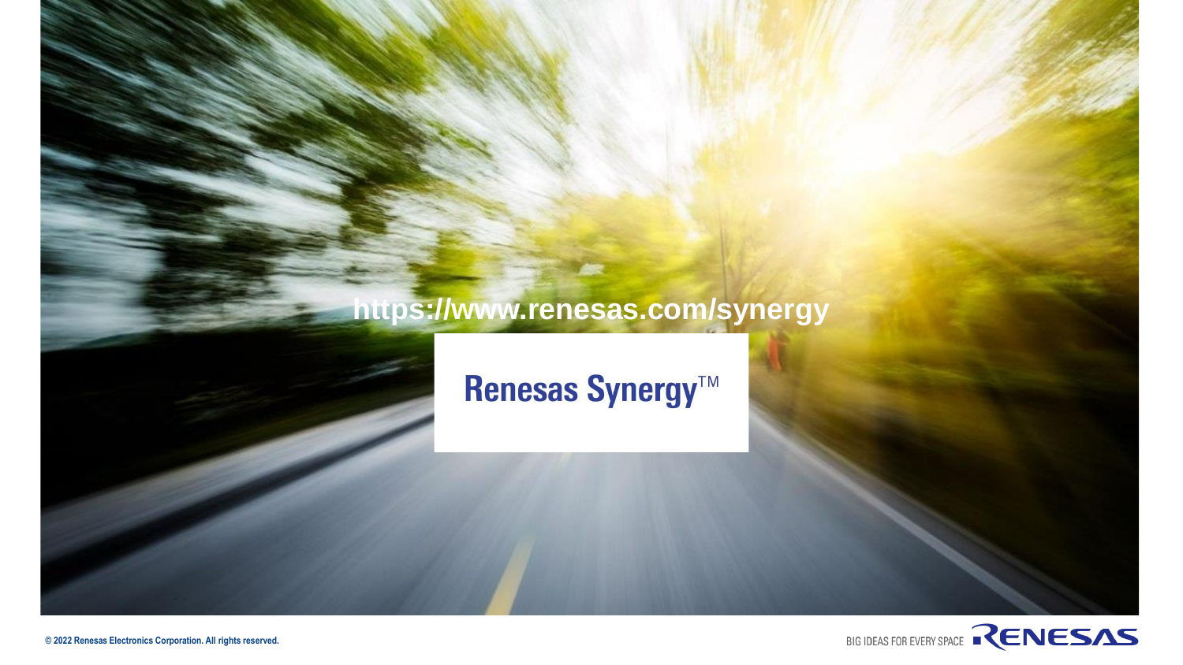https://www.renesas.com/synergy

Renesas Synergy™

BIG IDEAS FOR EVERY SPACE

© 2022 Renesas Electronics Corporation. All rights reserved.